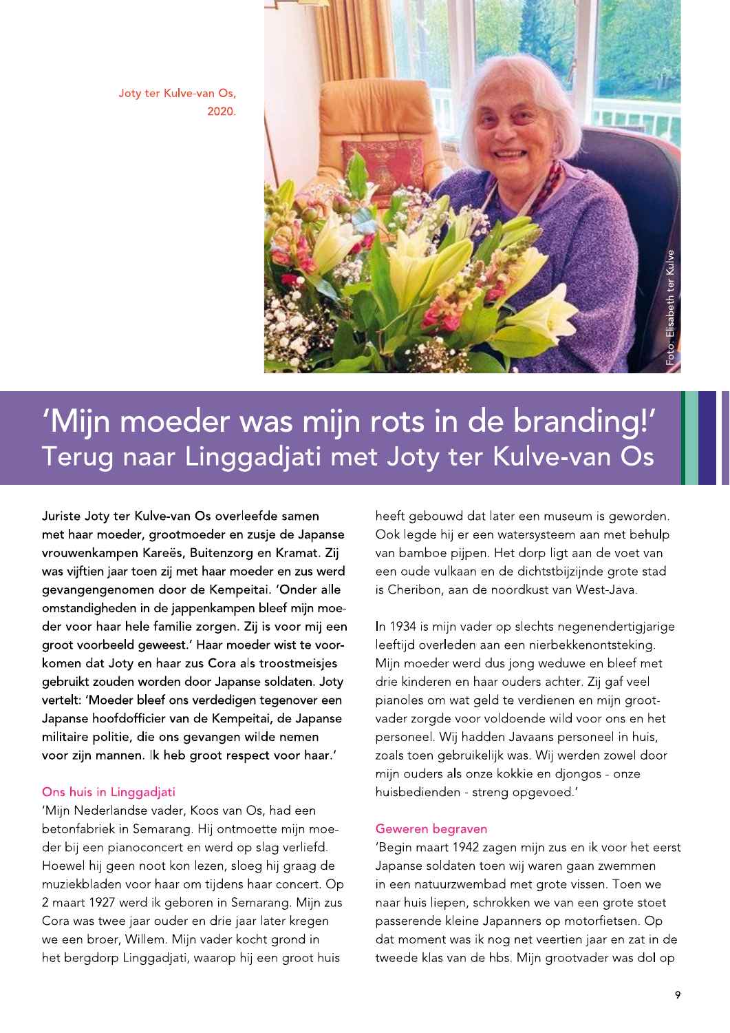Joty ter Kulve-van Os, 2020.

Foto: Elisabeth ter Kulve

# 'Mijn moeder was mijn rots in de branding!'

## Terug naar Linggadjati met Joty ter Kulve-van Os

**Juriste Joty ter Kulve-van Os overleefde samen met haar moeder, grootmoeder en zusje de Japanse vrouwenkampen Kareës, Buitenzorg en Kramat. Zij was vijftien jaar toen zij met haar moeder en zus werd gevangengenomen door de Kempeitai. 'Onder alle omstandigheden in de jappenkampen bleef mijn moeder voor haar hele familie zorgen. Zij is voor mij een groot voorbeeld geweest.' Haar moeder wist te voorkomen dat Joty en haar zus Cora als troostmeisjes gebruikt zouden worden door Japanse soldaten. Joty vertelt: 'Moeder bleef ons verdedigen tegenover een Japanse hoofdofficier van de Kempeitai, de Japanse militaire politie, die ons gevangen wilde nemen voor zijn mannen. Ik heb groot respect voor haar.'**

### Ons huis in Linggadjati

'Mijn Nederlandse vader, Koos van Os, had een betonfabriek in Semarang. Hij ontmoette mijn moeder bij een pianoconcert en werd op slag verliefd. Hoewel hij geen noot kon lezen, sloeg hij graag de muziekbladen voor haar om tijdens haar concert. Op 2 maart 1927 werd ik geboren in Semarang. Mijn zus Cora was twee jaar ouder en drie jaar later kregen we een broer, Willem. Mijn vader kocht grond in het bergdorp Linggadjati, waarop hij een groot huis heeft gebouwd dat later een museum is geworden. Ook legde hij er een watersysteem aan met behulp van bamboe pijpen. Het dorp ligt aan de voet van een oude vulkaan en de dichtstbijzijnde grote stad is Cheribon, aan de noordkust van West-Java.

In 1934 is mijn vader op slechts negenendertigjarige leeftijd overleden aan een nierbekkenontsteking. Mijn moeder werd dus jong weduwe en bleef met drie kinderen en haar ouders achter. Zij gaf veel pianoles om wat geld te verdienen en mijn grootvader zorgde voor voldoende wild voor ons en het personeel. Wij hadden Javaans personeel in huis, zoals toen gebruikelijk was. Wij werden zowel door mijn ouders als onze kokkie en djongos - onze huisbedienden - streng opgevoed.'

### Geweren begraven

'Begin maart 1942 zagen mijn zus en ik voor het eerst Japanse soldaten toen wij waren gaan zwemmen in een natuurzwembad met grote vissen. Toen we naar huis liepen, schrokken we van een grote stoet passerende kleine Japanners op motorfietsen. Op dat moment was ik nog net veertien jaar en zat in de tweede klas van de hbs. Mijn grootvader was dol op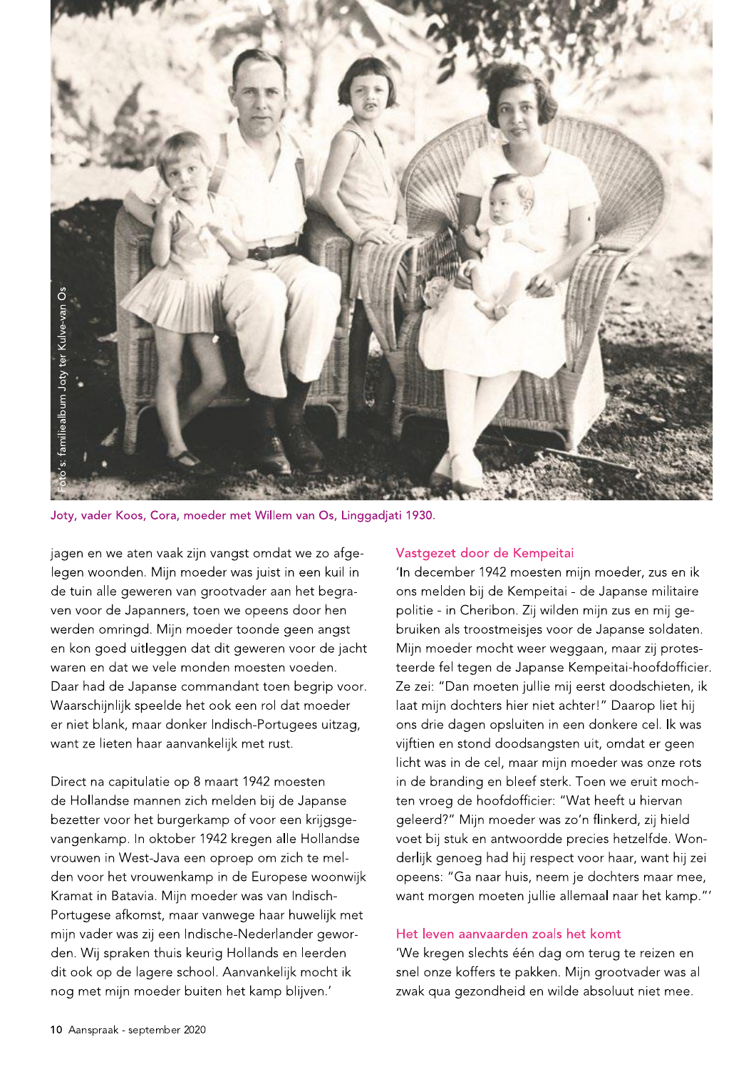Foto's: familiealbum Joty ter Kulve-van Os

Joty, vader Koos, Cora, moeder met Willem van Os, Linggadjati 1930.

jagen en we aten vaak zijn vangst omdat we zo afgelegen woonden. Mijn moeder was juist in een kuil in de tuin alle geweren van grootvader aan het begraven voor de Japanners, toen we opeens door hen werden omringd. Mijn moeder toonde geen angst en kon goed uitleggen dat dit geweren voor de jacht waren en dat we vele monden moesten voeden. Daar had de Japanse commandant toen begrip voor. Waarschijnlijk speelde het ook een rol dat moeder er niet blank, maar donker Indisch-Portugees uitzag, want ze lieten haar aanvankelijk met rust.

Direct na capitulatie op 8 maart 1942 moesten de Hollandse mannen zich melden bij de Japanse bezetter voor het burgerkamp of voor een krijgsgevangenkamp. In oktober 1942 kregen alle Hollandse vrouwen in West-Java een oproep om zich te melden voor het vrouwenkamp in de Europese woonwijk Kramat in Batavia. Mijn moeder was van Indisch-Portugese afkomst, maar vanwege haar huwelijk met mijn vader was zij een Indische-Nederlander geworden. Wij spraken thuis keurig Hollands en leerden dit ook op de lagere school. Aanvankelijk mocht ik nog met mijn moeder buiten het kamp blijven.'

## Vastgezet door de Kempeitai

'In december 1942 moesten mijn moeder, zus en ik ons melden bij de Kempeitai - de Japanse militaire politie - in Cheribon. Zij wilden mijn zus en mij gebruiken als troostmeisjes voor de Japanse soldaten. Mijn moeder mocht weer weggaan, maar zij protesteerde fel tegen de Japanse Kempeitai-hoofdofficier. Ze zei: "Dan moeten jullie mij eerst doodschieten, ik laat mijn dochters hier niet achter!" Daarop liet hij ons drie dagen opsluiten in een donkere cel. Ik was vijftien en stond doodsangsten uit, omdat er geen licht was in de cel, maar mijn moeder was onze rots in de branding en bleef sterk. Toen we eruit mochten vroeg de hoofdofficier: "Wat heeft u hiervan geleerd?" Mijn moeder was zo'n flinkerd, zij hield voet bij stuk en antwoordde precies hetzelfde. Wonderlijk genoeg had hij respect voor haar, want hij zei opeens: "Ga naar huis, neem je dochters maar mee, want morgen moeten jullie allemaal naar het kamp."'

## Het leven aanvaarden zoals het komt

'We kregen slechts één dag om terug te reizen en snel onze koffers te pakken. Mijn grootvader was al zwak qua gezondheid en wilde absoluut niet mee.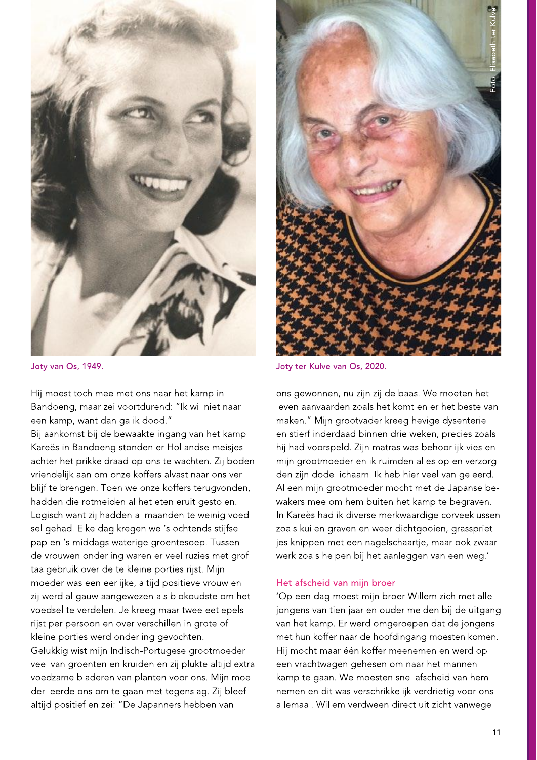Joty van Os, 1949.

Joty ter Kulve-van Os, 2020.

Foto: Elisabeth ter Kulve

Hij moest toch mee met ons naar het kamp in Bandoeng, maar zei voortdurend: "Ik wil niet naar een kamp, want dan ga ik dood."

Bij aankomst bij de bewaakte ingang van het kamp Kareës in Bandoeng stonden er Hollandse meisjes achter het prikkeldraad op ons te wachten. Zij boden vriendelijk aan om onze koffers alvast naar ons verblijf te brengen. Toen we onze koffers terugvonden, hadden die rotmeiden al het eten eruit gestolen. Logisch want zij hadden al maanden te weinig voedsel gehad. Elke dag kregen we 's ochtends stijfselpap en 's middags waterige groentesoep. Tussen de vrouwen onderling waren er veel ruzies met grof taalgebruik over de te kleine porties rijst. Mijn moeder was een eerlijke, altijd positieve vrouw en zij werd al gauw aangewezen als blokoudste om het voedsel te verdelen. Je kreeg maar twee eetlepels rijst per persoon en over verschillen in grote of kleine porties werd onderling gevochten.

Gelukkig wist mijn Indisch-Portugese grootmoeder veel van groenten en kruiden en zij plukte altijd extra voedzame bladeren van planten voor ons. Mijn moeder leerde ons om te gaan met tegenslag. Zij bleef altijd positief en zei: "De Japanners hebben van ons gewonnen, nu zijn zij de baas. We moeten het leven aanvaarden zoals het komt en er het beste van maken." Mijn grootvader kreeg hevige dysenterie en stierf inderdaad binnen drie weken, precies zoals hij had voorspeld. Zijn matras was behoorlijk vies en mijn grootmoeder en ik ruimden alles op en verzorgden zijn dode lichaam. Ik heb hier veel van geleerd. Alleen mijn grootmoeder mocht met de Japanse bewakers mee om hem buiten het kamp te begraven. In Kareës had ik diverse merkwaardige corveeklussen zoals kuilen graven en weer dichtgooien, grassprietjes knippen met een nagelschaartje, maar ook zwaar werk zoals helpen bij het aanleggen van een weg.'

## Het afscheid van mijn broer

'Op een dag moest mijn broer Willem zich met alle jongens van tien jaar en ouder melden bij de uitgang van het kamp. Er werd omgeroepen dat de jongens met hun koffer naar de hoofdingang moesten komen. Hij mocht maar één koffer meenemen en werd op een vrachtwagen gehesen om naar het mannenkamp te gaan. We moesten snel afscheid van hem nemen en dit was verschrikkelijk verdrietig voor ons allemaal. Willem verdween direct uit zicht vanwege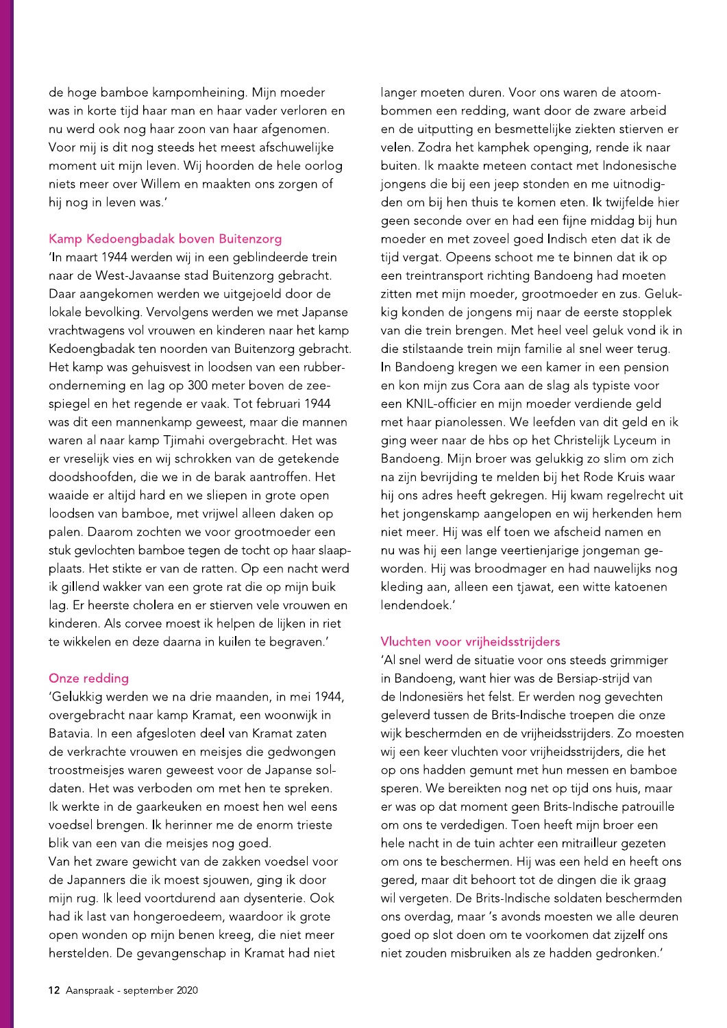de hoge bamboe kampomheining. Mijn moeder was in korte tijd haar man en haar vader verloren en nu werd ook nog haar zoon van haar afgenomen. Voor mij is dit nog steeds het meest afschuwelijke moment uit mijn leven. Wij hoorden de hele oorlog niets meer over Willem en maakten ons zorgen of hij nog in leven was.'

### Kamp Kedoengbadak boven Buitenzorg

'In maart 1944 werden wij in een geblindeerde trein naar de West-Javaanse stad Buitenzorg gebracht. Daar aangekomen werden we uitgejoeld door de lokale bevolking. Vervolgens werden we met Japanse vrachtwagens vol vrouwen en kinderen naar het kamp Kedoengbadak ten noorden van Buitenzorg gebracht. Het kamp was gehuisvest in loodsen van een rubberonderneming en lag op 300 meter boven de zeespiegel en het regende er vaak. Tot februari 1944 was dit een mannenkamp geweest, maar die mannen waren al naar kamp Tjimahi overgebracht. Het was er vreselijk vies en wij schrokken van de getekende doodshoofden, die we in de barak aantroffen. Het waaide er altijd hard en we sliepen in grote open loodsen van bamboe, met vrijwel alleen daken op palen. Daarom zochten we voor grootmoeder een stuk gevlochten bamboe tegen de tocht op haar slaapplaats. Het stikte er van de ratten. Op een nacht werd ik gillend wakker van een grote rat die op mijn buik lag. Er heerste cholera en er stierven vele vrouwen en kinderen. Als corvee moest ik helpen de lijken in riet te wikkelen en deze daarna in kuilen te begraven.'

### Onze redding

'Gelukkig werden we na drie maanden, in mei 1944, overgebracht naar kamp Kramat, een woonwijk in Batavia. In een afgesloten deel van Kramat zaten de verkrachte vrouwen en meisjes die gedwongen troostmeisjes waren geweest voor de Japanse soldaten. Het was verboden om met hen te spreken. Ik werkte in de gaarkeuken en moest hen wel eens voedsel brengen. Ik herinner me de enorm trieste blik van een van die meisjes nog goed.
Van het zware gewicht van de zakken voedsel voor de Japanners die ik moest sjouwen, ging ik door mijn rug. Ik leed voortdurend aan dysenterie. Ook had ik last van hongeroedeem, waardoor ik grote open wonden op mijn benen kreeg, die niet meer herstelden. De gevangenschap in Kramat had niet langer moeten duren. Voor ons waren de atoombommen een redding, want door de zware arbeid en de uitputting en besmettelijke ziekten stierven er velen. Zodra het kamphek openging, rende ik naar buiten. Ik maakte meteen contact met Indonesische jongens die bij een jeep stonden en me uitnodigden om bij hen thuis te komen eten. Ik twijfelde hier geen seconde over en had een fijne middag bij hun moeder en met zoveel goed Indisch eten dat ik de tijd vergat. Opeens schoot me te binnen dat ik op een treintransport richting Bandoeng had moeten zitten met mijn moeder, grootmoeder en zus. Gelukkig konden de jongens mij naar de eerste stopplek van die trein brengen. Met heel veel geluk vond ik in die stilstaande trein mijn familie al snel weer terug. In Bandoeng kregen we een kamer in een pension en kon mijn zus Cora aan de slag als typiste voor een KNIL-officier en mijn moeder verdiende geld met haar pianolessen. We leefden van dit geld en ik ging weer naar de hbs op het Christelijk Lyceum in Bandoeng. Mijn broer was gelukkig zo slim om zich na zijn bevrijding te melden bij het Rode Kruis waar hij ons adres heeft gekregen. Hij kwam regelrecht uit het jongenskamp aangelopen en wij herkenden hem niet meer. Hij was elf toen we afscheid namen en nu was hij een lange veertienjarige jongeman geworden. Hij was broodmager en had nauwelijks nog kleding aan, alleen een tjawat, een witte katoenen lendendoek.'

### Vluchten voor vrijheidsstrijders

'Al snel werd de situatie voor ons steeds grimmiger in Bandoeng, want hier was de Bersiap-strijd van de Indonesiërs het felst. Er werden nog gevechten geleverd tussen de Brits-Indische troepen die onze wijk beschermden en de vrijheidsstrijders. Zo moesten wij een keer vluchten voor vrijheidsstrijders, die het op ons hadden gemunt met hun messen en bamboe speren. We bereikten nog net op tijd ons huis, maar er was op dat moment geen Brits-Indische patrouille om ons te verdedigen. Toen heeft mijn broer een hele nacht in de tuin achter een mitrailleur gezeten om ons te beschermen. Hij was een held en heeft ons gered, maar dit behoort tot de dingen die ik graag wil vergeten. De Brits-Indische soldaten beschermden ons overdag, maar 's avonds moesten we alle deuren goed op slot doen om te voorkomen dat zijzelf ons niet zouden misbruiken als ze hadden gedronken.'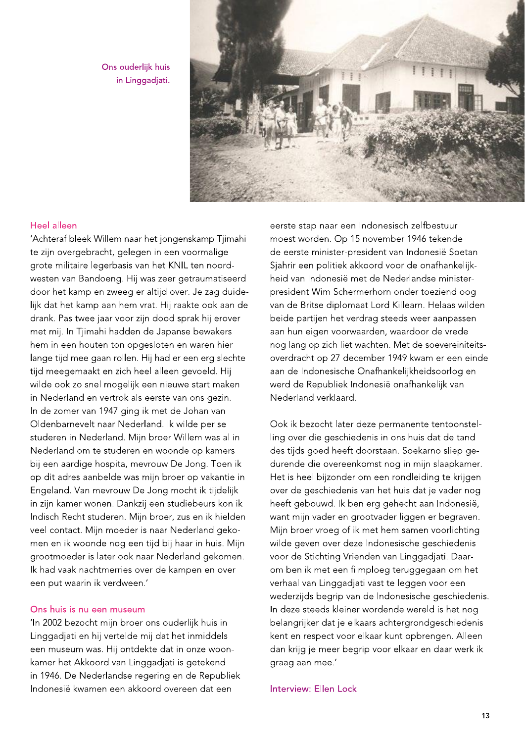Ons ouderlijk huis in Linggadjati.

## Heel alleen

'Achteraf bleek Willem naar het jongenskamp Tjimahi te zijn overgebracht, gelegen in een voormalige grote militaire legerbasis van het KNIL ten noordwesten van Bandoeng. Hij was zeer getraumatiseerd door het kamp en zweeg er altijd over. Je zag duidelijk dat het kamp aan hem vrat. Hij raakte ook aan de drank. Pas twee jaar voor zijn dood sprak hij erover met mij. In Tjimahi hadden de Japanse bewakers hem in een houten ton opgesloten en waren hier lange tijd mee gaan rollen. Hij had er een erg slechte tijd meegemaakt en zich heel alleen gevoeld. Hij wilde ook zo snel mogelijk een nieuwe start maken in Nederland en vertrok als eerste van ons gezin. In de zomer van 1947 ging ik met de Johan van Oldenbarnevelt naar Nederland. Ik wilde per se studeren in Nederland. Mijn broer Willem was al in Nederland om te studeren en woonde op kamers bij een aardige hospita, mevrouw De Jong. Toen ik op dit adres aanbelde was mijn broer op vakantie in Engeland. Van mevrouw De Jong mocht ik tijdelijk in zijn kamer wonen. Dankzij een studiebeurs kon ik Indisch Recht studeren. Mijn broer, zus en ik hielden veel contact. Mijn moeder is naar Nederland gekomen en ik woonde nog een tijd bij haar in huis. Mijn grootmoeder is later ook naar Nederland gekomen. Ik had vaak nachtmerries over de kampen en over een put waarin ik verdween.'

## Ons huis is nu een museum

'In 2002 bezocht mijn broer ons ouderlijk huis in Linggadjati en hij vertelde mij dat het inmiddels een museum was. Hij ontdekte dat in onze woonkamer het Akkoord van Linggadjati is getekend in 1946. De Nederlandse regering en de Republiek Indonesië kwamen een akkoord overeen dat een eerste stap naar een Indonesisch zelfbestuur moest worden. Op 15 november 1946 tekende de eerste minister-president van Indonesië Soetan Sjahrir een politiek akkoord voor de onafhankelijkheid van Indonesië met de Nederlandse minister-president Wim Schermerhorn onder toeziend oog van de Britse diplomaat Lord Killearn. Helaas wilden beide partijen het verdrag steeds weer aanpassen aan hun eigen voorwaarden, waardoor de vrede nog lang op zich liet wachten. Met de soevereiniteitsoverdracht op 27 december 1949 kwam er een einde aan de Indonesische Onafhankelijkheidsoorlog en werd de Republiek Indonesië onafhankelijk van Nederland verklaard.

Ook ik bezocht later deze permanente tentoonstelling over die geschiedenis in ons huis dat de tand des tijds goed heeft doorstaan. Soekarno sliep gedurende die overeenkomst nog in mijn slaapkamer. Het is heel bijzonder om een rondleiding te krijgen over de geschiedenis van het huis dat je vader nog heeft gebouwd. Ik ben erg gehecht aan Indonesië, want mijn vader en grootvader liggen er begraven. Mijn broer vroeg of ik met hem samen voorlichting wilde geven over deze Indonesische geschiedenis voor de Stichting Vrienden van Linggadjati. Daarom ben ik met een filmploeg teruggegaan om het verhaal van Linggadjati vast te leggen voor een wederzijds begrip van de Indonesische geschiedenis. In deze steeds kleiner wordende wereld is het nog belangrijker dat je elkaars achtergrondgeschiedenis kent en respect voor elkaar kunt opbrengen. Alleen dan krijg je meer begrip voor elkaar en daar werk ik graag aan mee.'

Interview: Ellen Lock